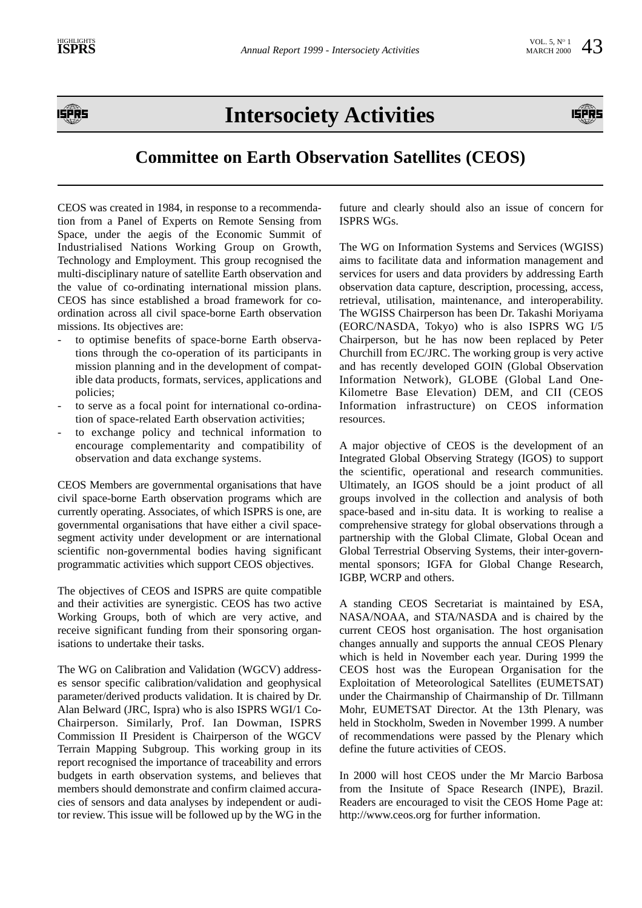# Intersociety Activities

## Committee on Earth Observation Satellites (CEOS)

CEOS was created in 1984, in response to a recommendation from a Panel of Experts on Remote Sensing from Space, under the aegis of the Economic Summit of Industrialised Nations Working Group on Growth, Technology and Employment. This group recognised the multi-disciplinary nature of satellite Earth observation and the value of co-ordinating international mission plans. CEOS has since established a broad framework for co-ordination across all civil space-borne Earth observation missions. Its objectives are:

- to optimise benefits of space-borne Earth observations through the co-operation of its participants in mission planning and in the development of compatible data products, formats, services, applications and policies;
- to serve as a focal point for international co-ordination of space-related Earth observation activities;
- to exchange policy and technical information to encourage complementarity and compatibility of observation and data exchange systems.

CEOS Members are governmental organisations that have civil space-borne Earth observation programs which are currently operating. Associates, of which ISPRS is one, are governmental organisations that have either a civil space-segment activity under development or are international scientific non-governmental bodies having significant programmatic activities which support CEOS objectives.

The objectives of CEOS and ISPRS are quite compatible and their activities are synergistic. CEOS has two active Working Groups, both of which are very active, and receive significant funding from their sponsoring organisations to undertake their tasks.

The WG on Calibration and Validation (WGCV) addresses sensor specific calibration/validation and geophysical parameter/derived products validation. It is chaired by Dr. Alan Belward (JRC, Ispra) who is also ISPRS WGI/1 Co-Chairperson. Similarly, Prof. Ian Dowman, ISPRS Commission II President is Chairperson of the WGCV Terrain Mapping Subgroup. This working group in its report recognised the importance of traceability and errors budgets in earth observation systems, and believes that members should demonstrate and confirm claimed accuracies of sensors and data analyses by independent or auditor review. This issue will be followed up by the WG in the future and clearly should also an issue of concern for ISPRS WGs.

The WG on Information Systems and Services (WGISS) aims to facilitate data and information management and services for users and data providers by addressing Earth observation data capture, description, processing, access, retrieval, utilisation, maintenance, and interoperability. The WGISS Chairperson has been Dr. Takashi Moriyama (EORC/NASDA, Tokyo) who is also ISPRS WG I/5 Chairperson, but he has now been replaced by Peter Churchill from EC/JRC. The working group is very active and has recently developed GOIN (Global Observation Information Network), GLOBE (Global Land One-Kilometre Base Elevation) DEM, and CII (CEOS Information infrastructure) on CEOS information resources.

A major objective of CEOS is the development of an Integrated Global Observing Strategy (IGOS) to support the scientific, operational and research communities. Ultimately, an IGOS should be a joint product of all groups involved in the collection and analysis of both space-based and in-situ data. It is working to realise a comprehensive strategy for global observations through a partnership with the Global Climate, Global Ocean and Global Terrestrial Observing Systems, their inter-governmental sponsors; IGFA for Global Change Research, IGBP, WCRP and others.

A standing CEOS Secretariat is maintained by ESA, NASA/NOAA, and STA/NASDA and is chaired by the current CEOS host organisation. The host organisation changes annually and supports the annual CEOS Plenary which is held in November each year. During 1999 the CEOS host was the European Organisation for the Exploitation of Meteorological Satellites (EUMETSAT) under the Chairmanship of Chairmanship of Dr. Tillmann Mohr, EUMETSAT Director. At the 13th Plenary, was held in Stockholm, Sweden in November 1999. A number of recommendations were passed by the Plenary which define the future activities of CEOS.

In 2000 will host CEOS under the Mr Marcio Barbosa from the Insitute of Space Research (INPE), Brazil. Readers are encouraged to visit the CEOS Home Page at: http://www.ceos.org for further information.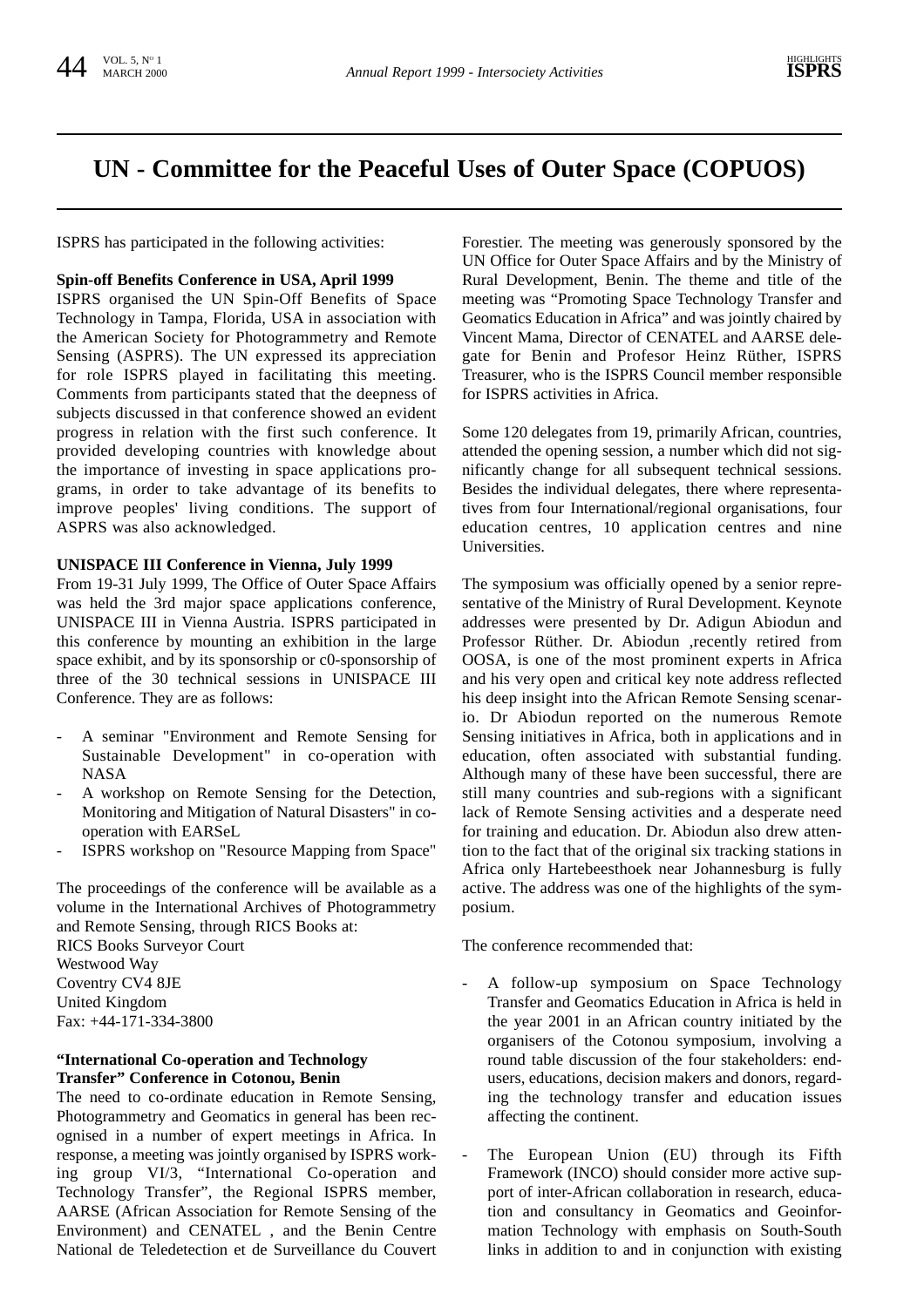# UN - Committee for the Peaceful Uses of Outer Space (COPUOS)

ISPRS has participated in the following activities:

**Spin-off Benefits Conference in USA, April 1999**

ISPRS organised the UN Spin-Off Benefits of Space Technology in Tampa, Florida, USA in association with the American Society for Photogrammetry and Remote Sensing (ASPRS). The UN expressed its appreciation for role ISPRS played in facilitating this meeting. Comments from participants stated that the deepness of subjects discussed in that conference showed an evident progress in relation with the first such conference. It provided developing countries with knowledge about the importance of investing in space applications programs, in order to take advantage of its benefits to improve peoples' living conditions. The support of ASPRS was also acknowledged.

**UNISPACE III Conference in Vienna, July 1999**

From 19-31 July 1999, The Office of Outer Space Affairs was held the 3rd major space applications conference, UNISPACE III in Vienna Austria. ISPRS participated in this conference by mounting an exhibition in the large space exhibit, and by its sponsorship or c0-sponsorship of three of the 30 technical sessions in UNISPACE III Conference. They are as follows:

- A seminar "Environment and Remote Sensing for Sustainable Development" in co-operation with NASA
- A workshop on Remote Sensing for the Detection, Monitoring and Mitigation of Natural Disasters" in co-operation with EARSeL
- ISPRS workshop on "Resource Mapping from Space"

The proceedings of the conference will be available as a volume in the International Archives of Photogrammetry and Remote Sensing, through RICS Books at:
RICS Books Surveyor Court
Westwood Way
Coventry CV4 8JE
United Kingdom
Fax: +44-171-334-3800

**"International Co-operation and Technology Transfer" Conference in Cotonou, Benin**

The need to co-ordinate education in Remote Sensing, Photogrammetry and Geomatics in general has been recognised in a number of expert meetings in Africa. In response, a meeting was jointly organised by ISPRS working group VI/3, "International Co-operation and Technology Transfer", the Regional ISPRS member, AARSE (African Association for Remote Sensing of the Environment) and CENATEL , and the Benin Centre National de Teledetection et de Surveillance du Couvert Forestier. The meeting was generously sponsored by the UN Office for Outer Space Affairs and by the Ministry of Rural Development, Benin. The theme and title of the meeting was "Promoting Space Technology Transfer and Geomatics Education in Africa" and was jointly chaired by Vincent Mama, Director of CENATEL and AARSE delegate for Benin and Profesor Heinz Rüther, ISPRS Treasurer, who is the ISPRS Council member responsible for ISPRS activities in Africa.

Some 120 delegates from 19, primarily African, countries, attended the opening session, a number which did not significantly change for all subsequent technical sessions. Besides the individual delegates, there where representatives from four International/regional organisations, four education centres, 10 application centres and nine Universities.

The symposium was officially opened by a senior representative of the Ministry of Rural Development. Keynote addresses were presented by Dr. Adigun Abiodun and Professor Rüther. Dr. Abiodun ,recently retired from OOSA, is one of the most prominent experts in Africa and his very open and critical key note address reflected his deep insight into the African Remote Sensing scenario. Dr Abiodun reported on the numerous Remote Sensing initiatives in Africa, both in applications and in education, often associated with substantial funding. Although many of these have been successful, there are still many countries and sub-regions with a significant lack of Remote Sensing activities and a desperate need for training and education. Dr. Abiodun also drew attention to the fact that of the original six tracking stations in Africa only Hartebeesthoek near Johannesburg is fully active. The address was one of the highlights of the symposium.

The conference recommended that:

- A follow-up symposium on Space Technology Transfer and Geomatics Education in Africa is held in the year 2001 in an African country initiated by the organisers of the Cotonou symposium, involving a round table discussion of the four stakeholders: end-users, educations, decision makers and donors, regarding the technology transfer and education issues affecting the continent.

- The European Union (EU) through its Fifth Framework (INCO) should consider more active support of inter-African collaboration in research, education and consultancy in Geomatics and Geoinformation Technology with emphasis on South-South links in addition to and in conjunction with existing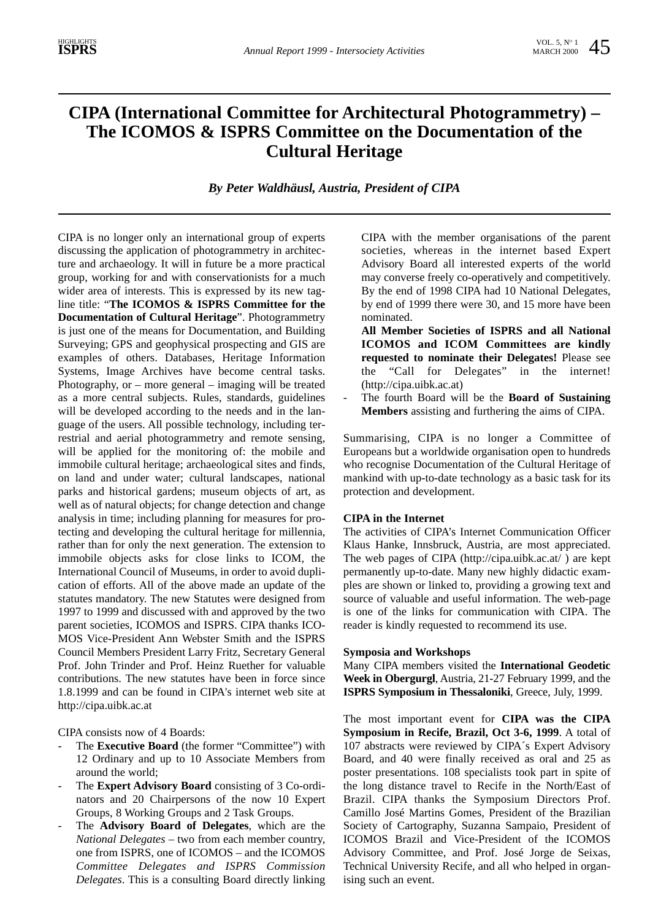# CIPA (International Committee for Architectural Photogrammetry) – The ICOMOS & ISPRS Committee on the Documentation of the Cultural Heritage

***By Peter Waldhäusl, Austria, President of CIPA***

CIPA is no longer only an international group of experts discussing the application of photogrammetry in architecture and archaeology. It will in future be a more practical group, working for and with conservationists for a much wider area of interests. This is expressed by its new tagline title: "**The ICOMOS & ISPRS Committee for the Documentation of Cultural Heritage**". Photogrammetry is just one of the means for Documentation, and Building Surveying; GPS and geophysical prospecting and GIS are examples of others. Databases, Heritage Information Systems, Image Archives have become central tasks. Photography, or – more general – imaging will be treated as a more central subjects. Rules, standards, guidelines will be developed according to the needs and in the language of the users. All possible technology, including terrestrial and aerial photogrammetry and remote sensing, will be applied for the monitoring of: the mobile and immobile cultural heritage; archaeological sites and finds, on land and under water; cultural landscapes, national parks and historical gardens; museum objects of art, as well as of natural objects; for change detection and change analysis in time; including planning for measures for protecting and developing the cultural heritage for millennia, rather than for only the next generation. The extension to immobile objects asks for close links to ICOM, the International Council of Museums, in order to avoid duplication of efforts. All of the above made an update of the statutes mandatory. The new Statutes were designed from 1997 to 1999 and discussed with and approved by the two parent societies, ICOMOS and ISPRS. CIPA thanks ICOMOS Vice-President Ann Webster Smith and the ISPRS Council Members President Larry Fritz, Secretary General Prof. John Trinder and Prof. Heinz Ruether for valuable contributions. The new statutes have been in force since 1.8.1999 and can be found in CIPA's internet web site at http://cipa.uibk.ac.at

CIPA consists now of 4 Boards:

- The **Executive Board** (the former "Committee") with 12 Ordinary and up to 10 Associate Members from around the world;
- The **Expert Advisory Board** consisting of 3 Co-ordinators and 20 Chairpersons of the now 10 Expert Groups, 8 Working Groups and 2 Task Groups.
- The **Advisory Board of Delegates**, which are the *National Delegates* – two from each member country, one from ISPRS, one of ICOMOS – and the ICOMOS *Committee Delegates and ISPRS Commission Delegates*. This is a consulting Board directly linking CIPA with the member organisations of the parent societies, whereas in the internet based Expert Advisory Board all interested experts of the world may converse freely co-operatively and competitively. By the end of 1998 CIPA had 10 National Delegates, by end of 1999 there were 30, and 15 more have been nominated.

  **All Member Societies of ISPRS and all National ICOMOS and ICOM Committees are kindly requested to nominate their Delegates!** Please see the "Call for Delegates" in the internet! (http://cipa.uibk.ac.at)
- The fourth Board will be the **Board of Sustaining Members** assisting and furthering the aims of CIPA.

Summarising, CIPA is no longer a Committee of Europeans but a worldwide organisation open to hundreds who recognise Documentation of the Cultural Heritage of mankind with up-to-date technology as a basic task for its protection and development.

**CIPA in the Internet**

The activities of CIPA's Internet Communication Officer Klaus Hanke, Innsbruck, Austria, are most appreciated. The web pages of CIPA (http://cipa.uibk.ac.at/ ) are kept permanently up-to-date. Many new highly didactic examples are shown or linked to, providing a growing text and source of valuable and useful information. The web-page is one of the links for communication with CIPA. The reader is kindly requested to recommend its use.

**Symposia and Workshops**

Many CIPA members visited the **International Geodetic Week in Obergurgl**, Austria, 21-27 February 1999, and the **ISPRS Symposium in Thessaloniki**, Greece, July, 1999.

The most important event for **CIPA was the CIPA Symposium in Recife, Brazil, Oct 3-6, 1999**. A total of 107 abstracts were reviewed by CIPA´s Expert Advisory Board, and 40 were finally received as oral and 25 as poster presentations. 108 specialists took part in spite of the long distance travel to Recife in the North/East of Brazil. CIPA thanks the Symposium Directors Prof. Camillo José Martins Gomes, President of the Brazilian Society of Cartography, Suzanna Sampaio, President of ICOMOS Brazil and Vice-President of the ICOMOS Advisory Committee, and Prof. José Jorge de Seixas, Technical University Recife, and all who helped in organising such an event.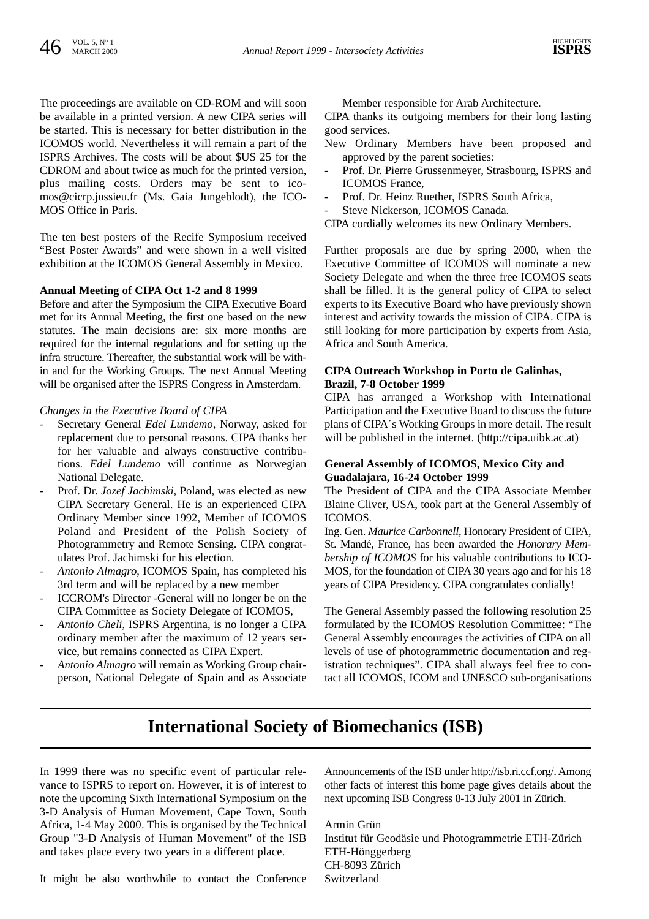The proceedings are available on CD-ROM and will soon be available in a printed version. A new CIPA series will be started. This is necessary for better distribution in the ICOMOS world. Nevertheless it will remain a part of the ISPRS Archives. The costs will be about $US 25 for the CDROM and about twice as much for the printed version, plus mailing costs. Orders may be sent to icomos@cicrp.jussieu.fr (Ms. Gaia Jungeblodt), the ICOMOS Office in Paris.

The ten best posters of the Recife Symposium received "Best Poster Awards" and were shown in a well visited exhibition at the ICOMOS General Assembly in Mexico.

**Annual Meeting of CIPA Oct 1-2 and 8 1999**

Before and after the Symposium the CIPA Executive Board met for its Annual Meeting, the first one based on the new statutes. The main decisions are: six more months are required for the internal regulations and for setting up the infra structure. Thereafter, the substantial work will be within and for the Working Groups. The next Annual Meeting will be organised after the ISPRS Congress in Amsterdam.

*Changes in the Executive Board of CIPA*

- Secretary General *Edel Lundemo*, Norway, asked for replacement due to personal reasons. CIPA thanks her for her valuable and always constructive contributions. *Edel Lundemo* will continue as Norwegian National Delegate.
- Prof. Dr. *Jozef Jachimski*, Poland, was elected as new CIPA Secretary General. He is an experienced CIPA Ordinary Member since 1992, Member of ICOMOS Poland and President of the Polish Society of Photogrammetry and Remote Sensing. CIPA congratulates Prof. Jachimski for his election.
- *Antonio Almagro*, ICOMOS Spain, has completed his 3rd term and will be replaced by a new member
- ICCROM's Director -General will no longer be on the CIPA Committee as Society Delegate of ICOMOS,
- *Antonio Cheli*, ISPRS Argentina, is no longer a CIPA ordinary member after the maximum of 12 years service, but remains connected as CIPA Expert.
- *Antonio Almagro* will remain as Working Group chairperson, National Delegate of Spain and as Associate Member responsible for Arab Architecture.

CIPA thanks its outgoing members for their long lasting good services.

New Ordinary Members have been proposed and approved by the parent societies:

- Prof. Dr. Pierre Grussenmeyer, Strasbourg, ISPRS and ICOMOS France,
- Prof. Dr. Heinz Ruether, ISPRS South Africa,
- Steve Nickerson, ICOMOS Canada.

CIPA cordially welcomes its new Ordinary Members.

Further proposals are due by spring 2000, when the Executive Committee of ICOMOS will nominate a new Society Delegate and when the three free ICOMOS seats shall be filled. It is the general policy of CIPA to select experts to its Executive Board who have previously shown interest and activity towards the mission of CIPA. CIPA is still looking for more participation by experts from Asia, Africa and South America.

**CIPA Outreach Workshop in Porto de Galinhas, Brazil, 7-8 October 1999**

CIPA has arranged a Workshop with International Participation and the Executive Board to discuss the future plans of CIPA´s Working Groups in more detail. The result will be published in the internet. (http://cipa.uibk.ac.at)

**General Assembly of ICOMOS, Mexico City and Guadalajara, 16-24 October 1999**

The President of CIPA and the CIPA Associate Member Blaine Cliver, USA, took part at the General Assembly of ICOMOS.

Ing. Gen. *Maurice Carbonnell*, Honorary President of CIPA, St. Mandé, France, has been awarded the *Honorary Membership of ICOMOS* for his valuable contributions to ICOMOS, for the foundation of CIPA 30 years ago and for his 18 years of CIPA Presidency. CIPA congratulates cordially!

The General Assembly passed the following resolution 25 formulated by the ICOMOS Resolution Committee: "The General Assembly encourages the activities of CIPA on all levels of use of photogrammetric documentation and registration techniques". CIPA shall always feel free to contact all ICOMOS, ICOM and UNESCO sub-organisations

# International Society of Biomechanics (ISB)

In 1999 there was no specific event of particular relevance to ISPRS to report on. However, it is of interest to note the upcoming Sixth International Symposium on the 3-D Analysis of Human Movement, Cape Town, South Africa, 1-4 May 2000. This is organised by the Technical Group "3-D Analysis of Human Movement" of the ISB and takes place every two years in a different place.

It might be also worthwhile to contact the Conference Announcements of the ISB under http://isb.ri.ccf.org/. Among other facts of interest this home page gives details about the next upcoming ISB Congress 8-13 July 2001 in Zürich.

Armin Grün
Institut für Geodäsie und Photogrammetrie ETH-Zürich
ETH-Hönggerberg
CH-8093 Zürich
Switzerland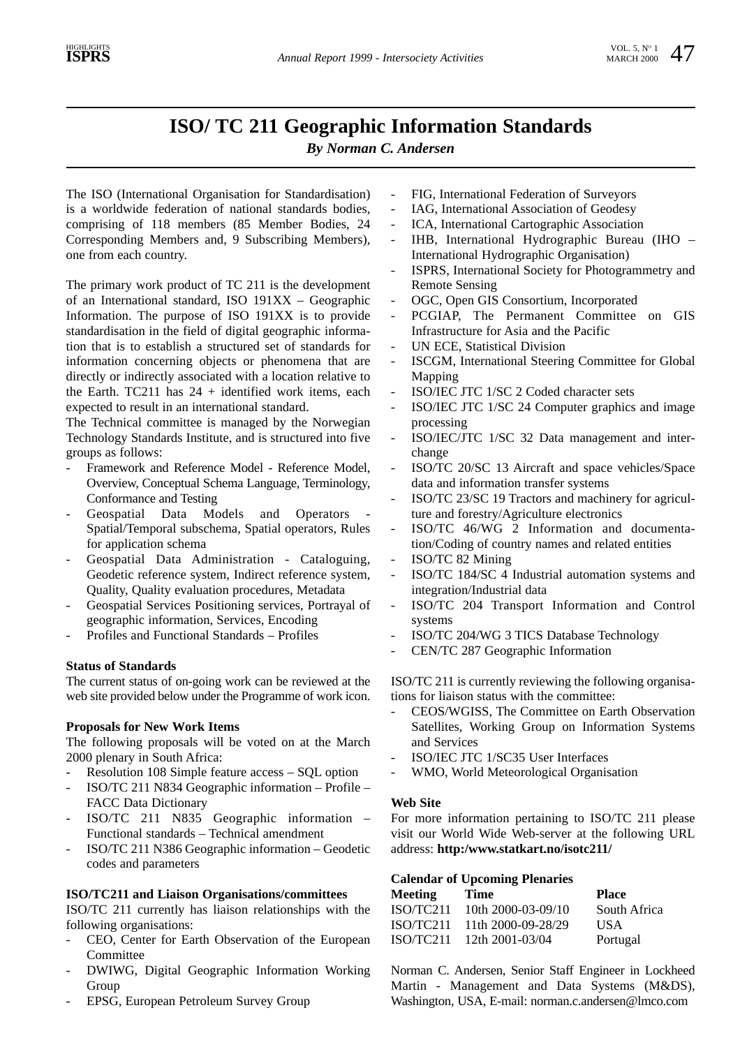# ISO/ TC 211 Geographic Information Standards

***By Norman C. Andersen***

The ISO (International Organisation for Standardisation) is a worldwide federation of national standards bodies, comprising of 118 members (85 Member Bodies, 24 Corresponding Members and, 9 Subscribing Members), one from each country.

The primary work product of TC 211 is the development of an International standard, ISO 191XX – Geographic Information. The purpose of ISO 191XX is to provide standardisation in the field of digital geographic information that is to establish a structured set of standards for information concerning objects or phenomena that are directly or indirectly associated with a location relative to the Earth. TC211 has 24 + identified work items, each expected to result in an international standard.

The Technical committee is managed by the Norwegian Technology Standards Institute, and is structured into five groups as follows:

- Framework and Reference Model - Reference Model, Overview, Conceptual Schema Language, Terminology, Conformance and Testing
- Geospatial Data Models and Operators - Spatial/Temporal subschema, Spatial operators, Rules for application schema
- Geospatial Data Administration - Cataloguing, Geodetic reference system, Indirect reference system, Quality, Quality evaluation procedures, Metadata
- Geospatial Services Positioning services, Portrayal of geographic information, Services, Encoding
- Profiles and Functional Standards – Profiles

**Status of Standards**

The current status of on-going work can be reviewed at the web site provided below under the Programme of work icon.

**Proposals for New Work Items**

The following proposals will be voted on at the March 2000 plenary in South Africa:

- Resolution 108 Simple feature access – SQL option
- ISO/TC 211 N834 Geographic information – Profile – FACC Data Dictionary
- ISO/TC 211 N835 Geographic information – Functional standards – Technical amendment
- ISO/TC 211 N386 Geographic information – Geodetic codes and parameters

**ISO/TC211 and Liaison Organisations/committees**

ISO/TC 211 currently has liaison relationships with the following organisations:

- CEO, Center for Earth Observation of the European Committee
- DWIWG, Digital Geographic Information Working Group
- EPSG, European Petroleum Survey Group
- FIG, International Federation of Surveyors
- IAG, International Association of Geodesy
- ICA, International Cartographic Association
- IHB, International Hydrographic Bureau (IHO – International Hydrographic Organisation)
- ISPRS, International Society for Photogrammetry and Remote Sensing
- OGC, Open GIS Consortium, Incorporated
- PCGIAP, The Permanent Committee on GIS Infrastructure for Asia and the Pacific
- UN ECE, Statistical Division
- ISCGM, International Steering Committee for Global Mapping
- ISO/IEC JTC 1/SC 2 Coded character sets
- ISO/IEC JTC 1/SC 24 Computer graphics and image processing
- ISO/IEC/JTC 1/SC 32 Data management and interchange
- ISO/TC 20/SC 13 Aircraft and space vehicles/Space data and information transfer systems
- ISO/TC 23/SC 19 Tractors and machinery for agriculture and forestry/Agriculture electronics
- ISO/TC 46/WG 2 Information and documentation/Coding of country names and related entities
- ISO/TC 82 Mining
- ISO/TC 184/SC 4 Industrial automation systems and integration/Industrial data
- ISO/TC 204 Transport Information and Control systems
- ISO/TC 204/WG 3 TICS Database Technology
- CEN/TC 287 Geographic Information

ISO/TC 211 is currently reviewing the following organisations for liaison status with the committee:

- CEOS/WGISS, The Committee on Earth Observation Satellites, Working Group on Information Systems and Services
- ISO/IEC JTC 1/SC35 User Interfaces
- WMO, World Meteorological Organisation

**Web Site**

For more information pertaining to ISO/TC 211 please visit our World Wide Web-server at the following URL address: **http:/www.statkart.no/isotc211/**

**Calendar of Upcoming Plenaries**

| Meeting | Time | Place |
|---|---|---|
| ISO/TC211 | 10th 2000-03-09/10 | South Africa |
| ISO/TC211 | 11th 2000-09-28/29 | USA |
| ISO/TC211 | 12th 2001-03/04 | Portugal |

Norman C. Andersen, Senior Staff Engineer in Lockheed Martin - Management and Data Systems (M&DS), Washington, USA, E-mail: norman.c.andersen@lmco.com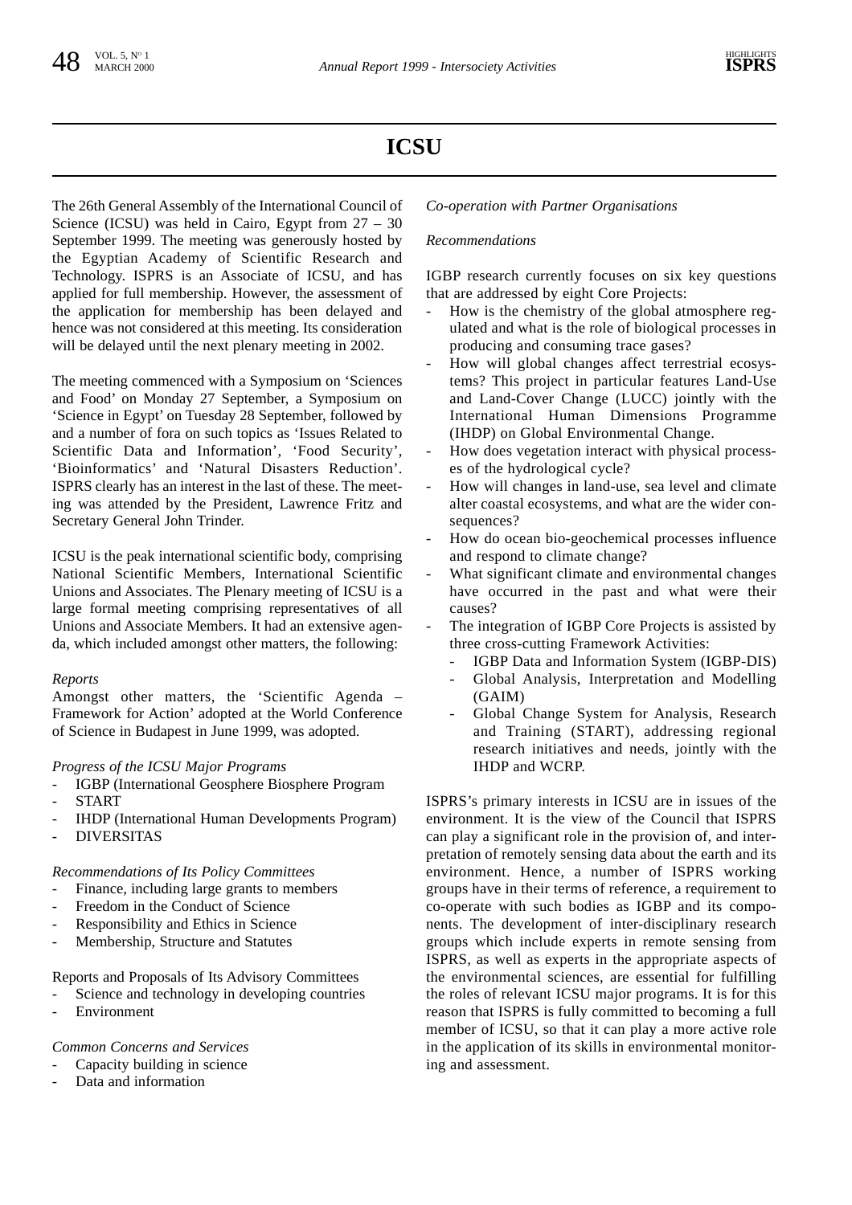# ICSU

The 26th General Assembly of the International Council of Science (ICSU) was held in Cairo, Egypt from 27 – 30 September 1999. The meeting was generously hosted by the Egyptian Academy of Scientific Research and Technology. ISPRS is an Associate of ICSU, and has applied for full membership. However, the assessment of the application for membership has been delayed and hence was not considered at this meeting. Its consideration will be delayed until the next plenary meeting in 2002.

The meeting commenced with a Symposium on 'Sciences and Food' on Monday 27 September, a Symposium on 'Science in Egypt' on Tuesday 28 September, followed by and a number of fora on such topics as 'Issues Related to Scientific Data and Information', 'Food Security', 'Bioinformatics' and 'Natural Disasters Reduction'. ISPRS clearly has an interest in the last of these. The meeting was attended by the President, Lawrence Fritz and Secretary General John Trinder.

ICSU is the peak international scientific body, comprising National Scientific Members, International Scientific Unions and Associates. The Plenary meeting of ICSU is a large formal meeting comprising representatives of all Unions and Associate Members. It had an extensive agenda, which included amongst other matters, the following:

*Reports*
Amongst other matters, the 'Scientific Agenda – Framework for Action' adopted at the World Conference of Science in Budapest in June 1999, was adopted.

*Progress of the ICSU Major Programs*

- IGBP (International Geosphere Biosphere Program
- START
- IHDP (International Human Developments Program)
- DIVERSITAS

*Recommendations of Its Policy Committees*

- Finance, including large grants to members
- Freedom in the Conduct of Science
- Responsibility and Ethics in Science
- Membership, Structure and Statutes

Reports and Proposals of Its Advisory Committees

- Science and technology in developing countries
- Environment

*Common Concerns and Services*

- Capacity building in science
- Data and information

*Co-operation with Partner Organisations*

*Recommendations*

IGBP research currently focuses on six key questions that are addressed by eight Core Projects:

- How is the chemistry of the global atmosphere regulated and what is the role of biological processes in producing and consuming trace gases?
- How will global changes affect terrestrial ecosystems? This project in particular features Land-Use and Land-Cover Change (LUCC) jointly with the International Human Dimensions Programme (IHDP) on Global Environmental Change.
- How does vegetation interact with physical processes of the hydrological cycle?
- How will changes in land-use, sea level and climate alter coastal ecosystems, and what are the wider consequences?
- How do ocean bio-geochemical processes influence and respond to climate change?
- What significant climate and environmental changes have occurred in the past and what were their causes?
- The integration of IGBP Core Projects is assisted by three cross-cutting Framework Activities:
  - IGBP Data and Information System (IGBP-DIS)
  - Global Analysis, Interpretation and Modelling (GAIM)
  - Global Change System for Analysis, Research and Training (START), addressing regional research initiatives and needs, jointly with the IHDP and WCRP.

ISPRS's primary interests in ICSU are in issues of the environment. It is the view of the Council that ISPRS can play a significant role in the provision of, and interpretation of remotely sensing data about the earth and its environment. Hence, a number of ISPRS working groups have in their terms of reference, a requirement to co-operate with such bodies as IGBP and its components. The development of inter-disciplinary research groups which include experts in remote sensing from ISPRS, as well as experts in the appropriate aspects of the environmental sciences, are essential for fulfilling the roles of relevant ICSU major programs. It is for this reason that ISPRS is fully committed to becoming a full member of ICSU, so that it can play a more active role in the application of its skills in environmental monitoring and assessment.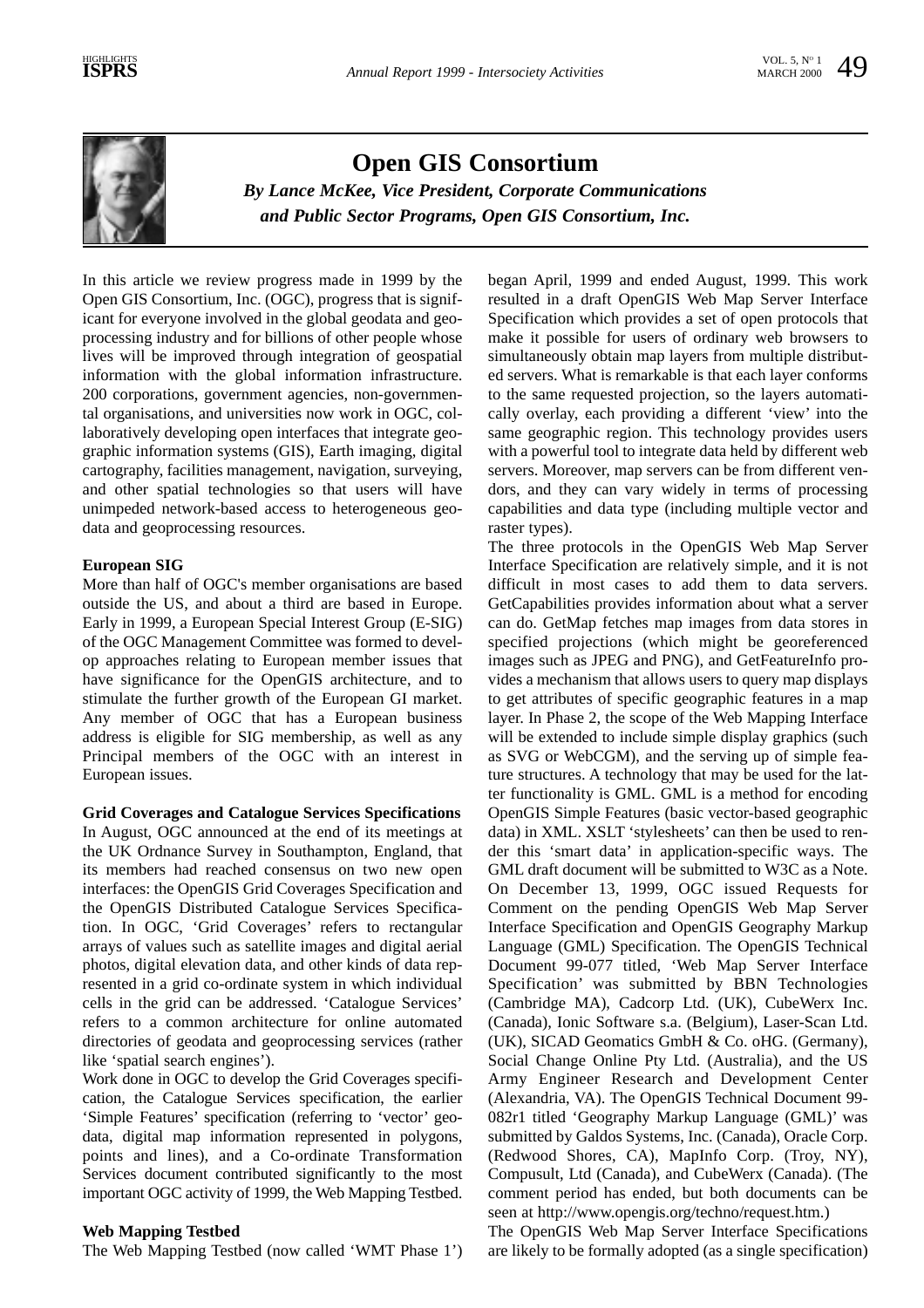# Open GIS Consortium

*By Lance McKee, Vice President, Corporate Communications and Public Sector Programs, Open GIS Consortium, Inc.*

In this article we review progress made in 1999 by the Open GIS Consortium, Inc. (OGC), progress that is significant for everyone involved in the global geodata and geoprocessing industry and for billions of other people whose lives will be improved through integration of geospatial information with the global information infrastructure. 200 corporations, government agencies, non-governmental organisations, and universities now work in OGC, collaboratively developing open interfaces that integrate geographic information systems (GIS), Earth imaging, digital cartography, facilities management, navigation, surveying, and other spatial technologies so that users will have unimpeded network-based access to heterogeneous geodata and geoprocessing resources.

**European SIG**

More than half of OGC's member organisations are based outside the US, and about a third are based in Europe. Early in 1999, a European Special Interest Group (E-SIG) of the OGC Management Committee was formed to develop approaches relating to European member issues that have significance for the OpenGIS architecture, and to stimulate the further growth of the European GI market. Any member of OGC that has a European business address is eligible for SIG membership, as well as any Principal members of the OGC with an interest in European issues.

**Grid Coverages and Catalogue Services Specifications**

In August, OGC announced at the end of its meetings at the UK Ordnance Survey in Southampton, England, that its members had reached consensus on two new open interfaces: the OpenGIS Grid Coverages Specification and the OpenGIS Distributed Catalogue Services Specification. In OGC, 'Grid Coverages' refers to rectangular arrays of values such as satellite images and digital aerial photos, digital elevation data, and other kinds of data represented in a grid co-ordinate system in which individual cells in the grid can be addressed. 'Catalogue Services' refers to a common architecture for online automated directories of geodata and geoprocessing services (rather like 'spatial search engines').

Work done in OGC to develop the Grid Coverages specification, the Catalogue Services specification, the earlier 'Simple Features' specification (referring to 'vector' geodata, digital map information represented in polygons, points and lines), and a Co-ordinate Transformation Services document contributed significantly to the most important OGC activity of 1999, the Web Mapping Testbed.

**Web Mapping Testbed**

The Web Mapping Testbed (now called 'WMT Phase 1') began April, 1999 and ended August, 1999. This work resulted in a draft OpenGIS Web Map Server Interface Specification which provides a set of open protocols that make it possible for users of ordinary web browsers to simultaneously obtain map layers from multiple distributed servers. What is remarkable is that each layer conforms to the same requested projection, so the layers automatically overlay, each providing a different 'view' into the same geographic region. This technology provides users with a powerful tool to integrate data held by different web servers. Moreover, map servers can be from different vendors, and they can vary widely in terms of processing capabilities and data type (including multiple vector and raster types).

The three protocols in the OpenGIS Web Map Server Interface Specification are relatively simple, and it is not difficult in most cases to add them to data servers. GetCapabilities provides information about what a server can do. GetMap fetches map images from data stores in specified projections (which might be georeferenced images such as JPEG and PNG), and GetFeatureInfo provides a mechanism that allows users to query map displays to get attributes of specific geographic features in a map layer. In Phase 2, the scope of the Web Mapping Interface will be extended to include simple display graphics (such as SVG or WebCGM), and the serving up of simple feature structures. A technology that may be used for the latter functionality is GML. GML is a method for encoding OpenGIS Simple Features (basic vector-based geographic data) in XML. XSLT 'stylesheets' can then be used to render this 'smart data' in application-specific ways. The GML draft document will be submitted to W3C as a Note.

On December 13, 1999, OGC issued Requests for Comment on the pending OpenGIS Web Map Server Interface Specification and OpenGIS Geography Markup Language (GML) Specification. The OpenGIS Technical Document 99-077 titled, 'Web Map Server Interface Specification' was submitted by BBN Technologies (Cambridge MA), Cadcorp Ltd. (UK), CubeWerx Inc. (Canada), Ionic Software s.a. (Belgium), Laser-Scan Ltd. (UK), SICAD Geomatics GmbH & Co. oHG. (Germany), Social Change Online Pty Ltd. (Australia), and the US Army Engineer Research and Development Center (Alexandria, VA). The OpenGIS Technical Document 99-082r1 titled 'Geography Markup Language (GML)' was submitted by Galdos Systems, Inc. (Canada), Oracle Corp. (Redwood Shores, CA), MapInfo Corp. (Troy, NY), Compusult, Ltd (Canada), and CubeWerx (Canada). (The comment period has ended, but both documents can be seen at http://www.opengis.org/techno/request.htm.)

The OpenGIS Web Map Server Interface Specifications are likely to be formally adopted (as a single specification)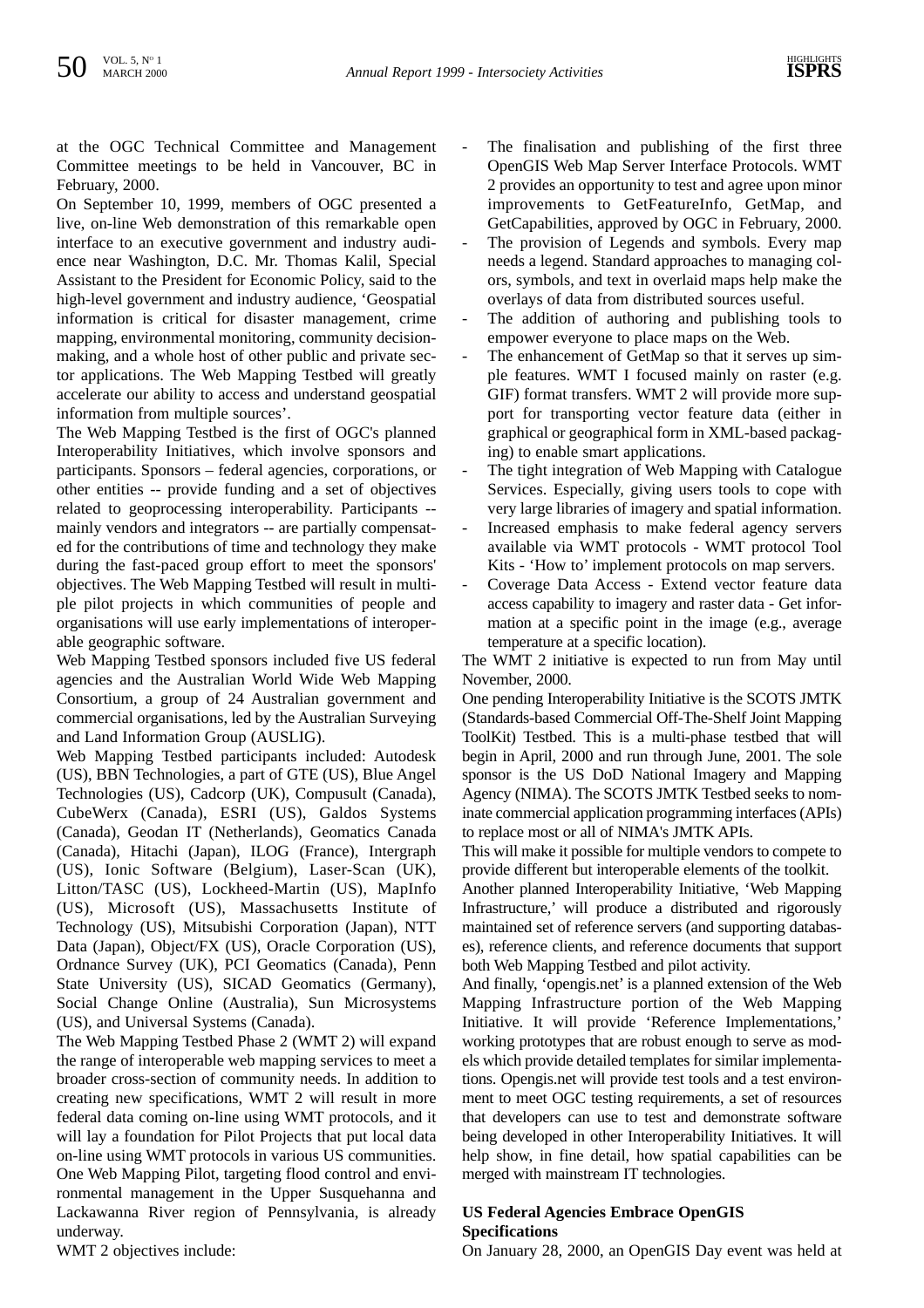at the OGC Technical Committee and Management Committee meetings to be held in Vancouver, BC in February, 2000.

On September 10, 1999, members of OGC presented a live, on-line Web demonstration of this remarkable open interface to an executive government and industry audience near Washington, D.C. Mr. Thomas Kalil, Special Assistant to the President for Economic Policy, said to the high-level government and industry audience, 'Geospatial information is critical for disaster management, crime mapping, environmental monitoring, community decision-making, and a whole host of other public and private sector applications. The Web Mapping Testbed will greatly accelerate our ability to access and understand geospatial information from multiple sources'.

The Web Mapping Testbed is the first of OGC's planned Interoperability Initiatives, which involve sponsors and participants. Sponsors – federal agencies, corporations, or other entities -- provide funding and a set of objectives related to geoprocessing interoperability. Participants -- mainly vendors and integrators -- are partially compensated for the contributions of time and technology they make during the fast-paced group effort to meet the sponsors' objectives. The Web Mapping Testbed will result in multiple pilot projects in which communities of people and organisations will use early implementations of interoperable geographic software.

Web Mapping Testbed sponsors included five US federal agencies and the Australian World Wide Web Mapping Consortium, a group of 24 Australian government and commercial organisations, led by the Australian Surveying and Land Information Group (AUSLIG).

Web Mapping Testbed participants included: Autodesk (US), BBN Technologies, a part of GTE (US), Blue Angel Technologies (US), Cadcorp (UK), Compusult (Canada), CubeWerx (Canada), ESRI (US), Galdos Systems (Canada), Geodan IT (Netherlands), Geomatics Canada (Canada), Hitachi (Japan), ILOG (France), Intergraph (US), Ionic Software (Belgium), Laser-Scan (UK), Litton/TASC (US), Lockheed-Martin (US), MapInfo (US), Microsoft (US), Massachusetts Institute of Technology (US), Mitsubishi Corporation (Japan), NTT Data (Japan), Object/FX (US), Oracle Corporation (US), Ordnance Survey (UK), PCI Geomatics (Canada), Penn State University (US), SICAD Geomatics (Germany), Social Change Online (Australia), Sun Microsystems (US), and Universal Systems (Canada).

The Web Mapping Testbed Phase 2 (WMT 2) will expand the range of interoperable web mapping services to meet a broader cross-section of community needs. In addition to creating new specifications, WMT 2 will result in more federal data coming on-line using WMT protocols, and it will lay a foundation for Pilot Projects that put local data on-line using WMT protocols in various US communities. One Web Mapping Pilot, targeting flood control and environmental management in the Upper Susquehanna and Lackawanna River region of Pennsylvania, is already underway.

WMT 2 objectives include:

- The finalisation and publishing of the first three OpenGIS Web Map Server Interface Protocols. WMT 2 provides an opportunity to test and agree upon minor improvements to GetFeatureInfo, GetMap, and GetCapabilities, approved by OGC in February, 2000.
- The provision of Legends and symbols. Every map needs a legend. Standard approaches to managing colors, symbols, and text in overlaid maps help make the overlays of data from distributed sources useful.
- The addition of authoring and publishing tools to empower everyone to place maps on the Web.
- The enhancement of GetMap so that it serves up simple features. WMT I focused mainly on raster (e.g. GIF) format transfers. WMT 2 will provide more support for transporting vector feature data (either in graphical or geographical form in XML-based packaging) to enable smart applications.
- The tight integration of Web Mapping with Catalogue Services. Especially, giving users tools to cope with very large libraries of imagery and spatial information.
- Increased emphasis to make federal agency servers available via WMT protocols - WMT protocol Tool Kits - 'How to' implement protocols on map servers.
- Coverage Data Access - Extend vector feature data access capability to imagery and raster data - Get information at a specific point in the image (e.g., average temperature at a specific location).

The WMT 2 initiative is expected to run from May until November, 2000.

One pending Interoperability Initiative is the SCOTS JMTK (Standards-based Commercial Off-The-Shelf Joint Mapping ToolKit) Testbed. This is a multi-phase testbed that will begin in April, 2000 and run through June, 2001. The sole sponsor is the US DoD National Imagery and Mapping Agency (NIMA). The SCOTS JMTK Testbed seeks to nominate commercial application programming interfaces (APIs) to replace most or all of NIMA's JMTK APIs.

This will make it possible for multiple vendors to compete to provide different but interoperable elements of the toolkit.

Another planned Interoperability Initiative, 'Web Mapping Infrastructure,' will produce a distributed and rigorously maintained set of reference servers (and supporting databases), reference clients, and reference documents that support both Web Mapping Testbed and pilot activity.

And finally, 'opengis.net' is a planned extension of the Web Mapping Infrastructure portion of the Web Mapping Initiative. It will provide 'Reference Implementations,' working prototypes that are robust enough to serve as models which provide detailed templates for similar implementations. Opengis.net will provide test tools and a test environment to meet OGC testing requirements, a set of resources that developers can use to test and demonstrate software being developed in other Interoperability Initiatives. It will help show, in fine detail, how spatial capabilities can be merged with mainstream IT technologies.

**US Federal Agencies Embrace OpenGIS Specifications**

On January 28, 2000, an OpenGIS Day event was held at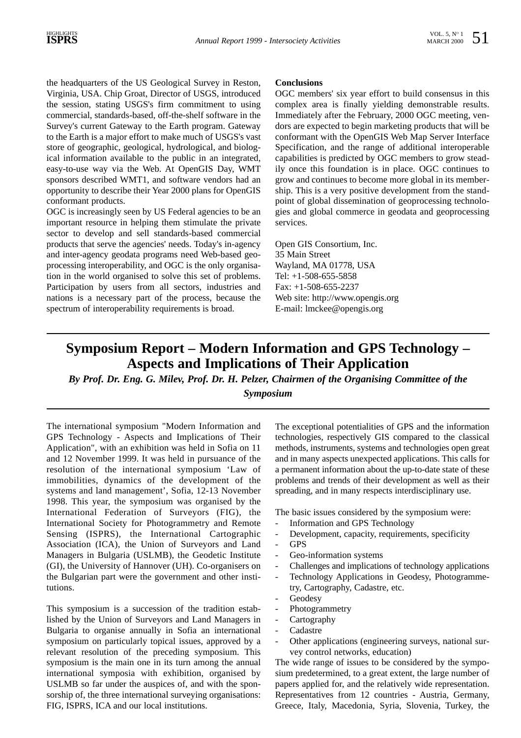the headquarters of the US Geological Survey in Reston, Virginia, USA. Chip Groat, Director of USGS, introduced the session, stating USGS's firm commitment to using commercial, standards-based, off-the-shelf software in the Survey's current Gateway to the Earth program. Gateway to the Earth is a major effort to make much of USGS's vast store of geographic, geological, hydrological, and biological information available to the public in an integrated, easy-to-use way via the Web. At OpenGIS Day, WMT sponsors described WMT1, and software vendors had an opportunity to describe their Year 2000 plans for OpenGIS conformant products.

OGC is increasingly seen by US Federal agencies to be an important resource in helping them stimulate the private sector to develop and sell standards-based commercial products that serve the agencies' needs. Today's in-agency and inter-agency geodata programs need Web-based geoprocessing interoperability, and OGC is the only organisation in the world organised to solve this set of problems. Participation by users from all sectors, industries and nations is a necessary part of the process, because the spectrum of interoperability requirements is broad.

**Conclusions**

OGC members' six year effort to build consensus in this complex area is finally yielding demonstrable results. Immediately after the February, 2000 OGC meeting, vendors are expected to begin marketing products that will be conformant with the OpenGIS Web Map Server Interface Specification, and the range of additional interoperable capabilities is predicted by OGC members to grow steadily once this foundation is in place. OGC continues to grow and continues to become more global in its membership. This is a very positive development from the standpoint of global dissemination of geoprocessing technologies and global commerce in geodata and geoprocessing services.

Open GIS Consortium, Inc.
35 Main Street
Wayland, MA 01778, USA
Tel: +1-508-655-5858
Fax: +1-508-655-2237
Web site: http://www.opengis.org
E-mail: lmckee@opengis.org

# Symposium Report – Modern Information and GPS Technology – Aspects and Implications of Their Application

***By Prof. Dr. Eng. G. Milev, Prof. Dr. H. Pelzer, Chairmen of the Organising Committee of the Symposium***

The international symposium "Modern Information and GPS Technology - Aspects and Implications of Their Application", with an exhibition was held in Sofia on 11 and 12 November 1999. It was held in pursuance of the resolution of the international symposium 'Law of immobilities, dynamics of the development of the systems and land management', Sofia, 12-13 November 1998. This year, the symposium was organised by the International Federation of Surveyors (FIG), the International Society for Photogrammetry and Remote Sensing (ISPRS), the International Cartographic Association (ICA), the Union of Surveyors and Land Managers in Bulgaria (USLMB), the Geodetic Institute (GI), the University of Hannover (UH). Co-organisers on the Bulgarian part were the government and other institutions.

This symposium is a succession of the tradition established by the Union of Surveyors and Land Managers in Bulgaria to organise annually in Sofia an international symposium on particularly topical issues, approved by a relevant resolution of the preceding symposium. This symposium is the main one in its turn among the annual international symposia with exhibition, organised by USLMB so far under the auspices of, and with the sponsorship of, the three international surveying organisations: FIG, ISPRS, ICA and our local institutions.

The exceptional potentialities of GPS and the information technologies, respectively GIS compared to the classical methods, instruments, systems and technologies open great and in many aspects unexpected applications. This calls for a permanent information about the up-to-date state of these problems and trends of their development as well as their spreading, and in many respects interdisciplinary use.

The basic issues considered by the symposium were:

- Information and GPS Technology
- Development, capacity, requirements, specificity
- GPS
- Geo-information systems
- Challenges and implications of technology applications
- Technology Applications in Geodesy, Photogrammetry, Cartography, Cadastre, etc.
- Geodesy
- Photogrammetry
- Cartography
- Cadastre
- Other applications (engineering surveys, national survey control networks, education)

The wide range of issues to be considered by the symposium predetermined, to a great extent, the large number of papers applied for, and the relatively wide representation. Representatives from 12 countries - Austria, Germany, Greece, Italy, Macedonia, Syria, Slovenia, Turkey, the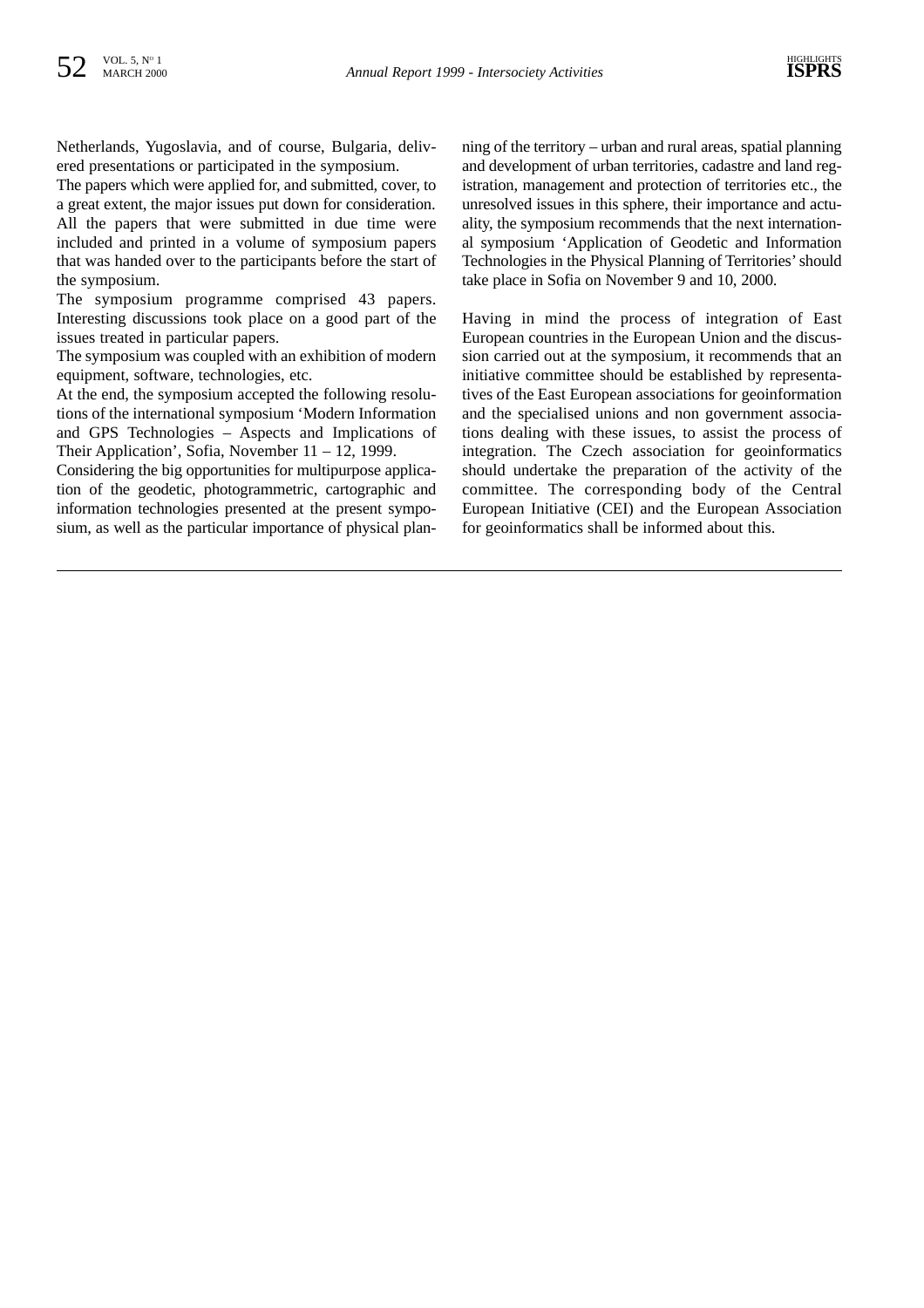Netherlands, Yugoslavia, and of course, Bulgaria, delivered presentations or participated in the symposium.

The papers which were applied for, and submitted, cover, to a great extent, the major issues put down for consideration. All the papers that were submitted in due time were included and printed in a volume of symposium papers that was handed over to the participants before the start of the symposium.

The symposium programme comprised 43 papers. Interesting discussions took place on a good part of the issues treated in particular papers.

The symposium was coupled with an exhibition of modern equipment, software, technologies, etc.

At the end, the symposium accepted the following resolutions of the international symposium 'Modern Information and GPS Technologies – Aspects and Implications of Their Application', Sofia, November 11 – 12, 1999.

Considering the big opportunities for multipurpose application of the geodetic, photogrammetric, cartographic and information technologies presented at the present symposium, as well as the particular importance of physical planning of the territory – urban and rural areas, spatial planning and development of urban territories, cadastre and land registration, management and protection of territories etc., the unresolved issues in this sphere, their importance and actuality, the symposium recommends that the next international symposium 'Application of Geodetic and Information Technologies in the Physical Planning of Territories' should take place in Sofia on November 9 and 10, 2000.

Having in mind the process of integration of East European countries in the European Union and the discussion carried out at the symposium, it recommends that an initiative committee should be established by representatives of the East European associations for geoinformation and the specialised unions and non government associations dealing with these issues, to assist the process of integration. The Czech association for geoinformatics should undertake the preparation of the activity of the committee. The corresponding body of the Central European Initiative (CEI) and the European Association for geoinformatics shall be informed about this.